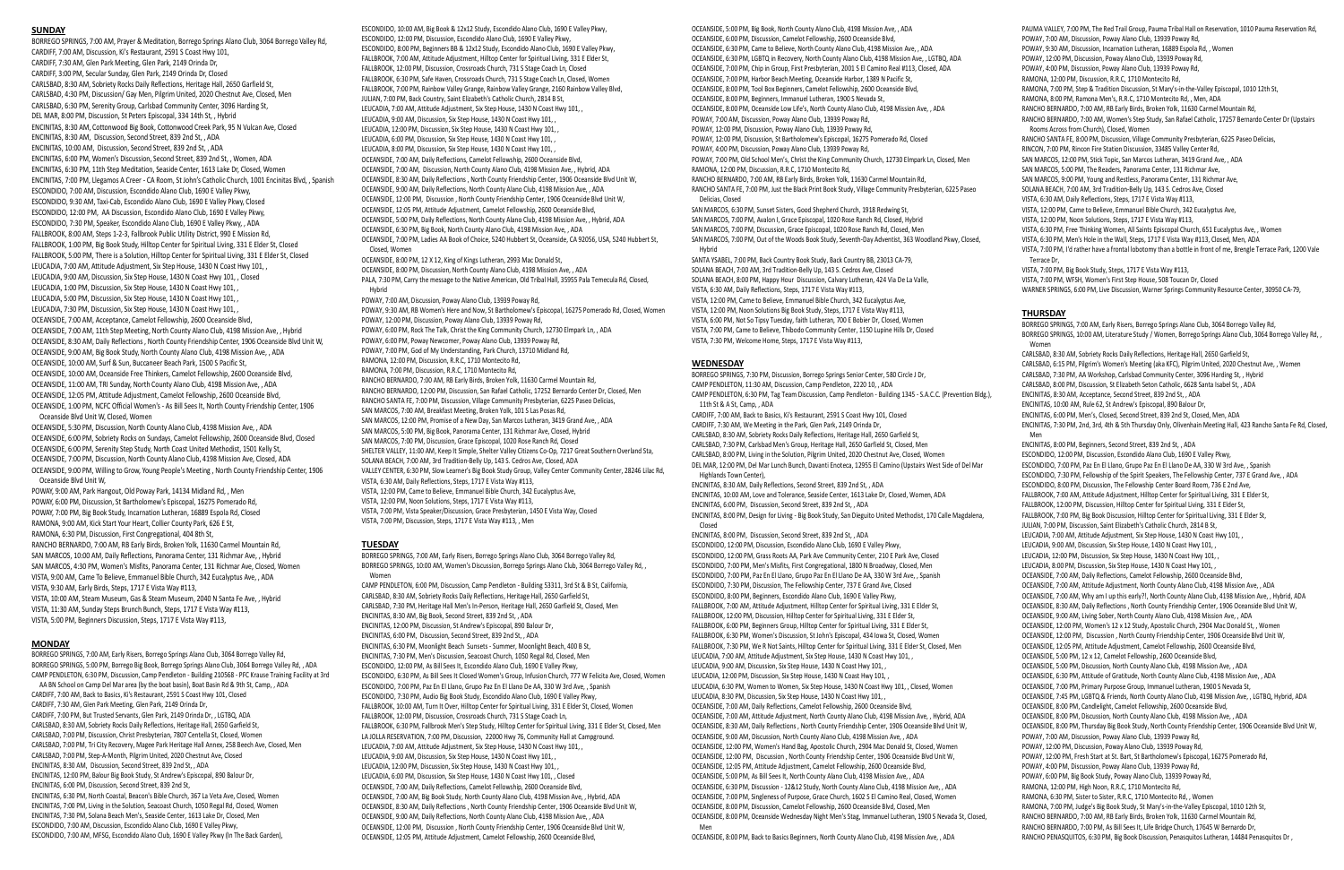## SUNDAY

BORREGO SPRINGS, 7:00 AM, Prayer & Meditation, Borrego Springs Alano Club, 3064 Borrego Valley Rd,
CARDIFF, 7:00 AM, Discussion, Ki's Restaurant, 2591 S Coast Hwy 101,
CARDIFF, 7:30 AM, Glen Park Meeting, Glen Park, 2149 Orinda Dr,
CARDIFF, 3:00 PM, Secular Sunday, Glen Park, 2149 Orinda Dr, Closed
CARLSBAD, 8:30 AM, Sobriety Rocks Daily Reflections, Heritage Hall, 2650 Garfield St,
CARLSBAD, 4:30 PM, Discussion/ Gay Men, Pilgrim United, 2020 Chestnut Ave, Closed, Men
CARLSBAD, 6:30 PM, Serenity Group, Carlsbad Community Center, 3096 Harding St,
DEL MAR, 8:00 PM, Discussion, St Peters Episcopal, 334 14th St, , Hybrid
ENCINITAS, 8:30 AM, Cottonwood Big Book, Cottonwood Creek Park, 95 N Vulcan Ave, Closed
ENCINITAS, 8:30 AM, Discussion, Second Street, 839 2nd St, , ADA
ENCINITAS, 10:00 AM, Discussion, Second Street, 839 2nd St, , ADA
ENCINITAS, 6:00 PM, Women's Discussion, Second Street, 839 2nd St, , Women, ADA
ENCINITAS, 6:30 PM, 11th Step Meditation, Seaside Center, 1613 Lake Dr, Closed, Women
ENCINITAS, 7:00 PM, Llegamos A Creer - CA Room, St John's Catholic Church, 1001 Encinitas Blvd, , Spanish
ESCONDIDO, 7:00 AM, Discussion, Escondido Alano Club, 1690 E Valley Pkwy,
ESCONDIDO, 9:30 AM, Taxi-Cab, Escondido Alano Club, 1690 E Valley Pkwy,
ESCONDIDO, 12:00 PM, AA Discussion, Escondido Alano Club, 1690 E Valley Pkwy,
ESCONDIDO, 7:30 PM, Speaker, Escondido Alano Club, 1690 E Valley Pkwy, , ADA
FALLBROOK, 8:00 AM, Steps 1-2-3, Fallbrook Public Utility District, 990 E Mission Rd,
FALLBROOK, 1:00 PM, Big Book Study, Hilltop Center for Spiritual Living, 331 E Elder St, Closed
FALLBROOK, 5:00 PM, There is a Solution, Hilltop Center for Spiritual Living, 331 E Elder St, Closed
LEUCADIA, 7:00 AM, Attitude Adjustment, Six Step House, 1430 N Coast Hwy 101, ,
LEUCADIA, 9:00 AM, Discussion, Six Step House, 1430 N Coast Hwy 101, , Closed
LEUCADIA, 1:00 PM, Discussion, Six Step House, 1430 N Coast Hwy 101, ,
LEUCADIA, 5:00 PM, Discussion, Six Step House, 1430 N Coast Hwy 101, ,
LEUCADIA, 7:30 PM, Discussion, Six Step House, 1430 N Coast Hwy 101, ,
OCEANSIDE, 7:00 AM, Acceptance, Camelot Fellowship, 2600 Oceanside Blvd,
OCEANSIDE, 7:00 AM, 11th Step Meeting, North County Alano Club, 4198 Mission Ave, , Hybrid
OCEANSIDE, 8:30 AM, Daily Reflections , North County Friendship Center, 1906 Oceanside Blvd Unit W,
OCEANSIDE, 9:00 AM, Big Book Study, North County Alano Club, 4198 Mission Ave, , ADA
OCEANSIDE, 10:00 AM, Surf & Sun, Buccaneer Beach Park, 1500 S Pacific St,
OCEANSIDE, 10:00 AM, Oceanside Free Thinkers, Camelot Fellowship, 2600 Oceanside Blvd,
OCEANSIDE, 11:00 AM, TRI Sunday, North County Alano Club, 4198 Mission Ave, , ADA
OCEANSIDE, 12:05 PM, Attitude Adjustment, Camelot Fellowship, 2600 Oceanside Blvd,
OCEANSIDE, 1:00 PM, NCFC Official Women's - As Bill Sees It, North County Friendship Center, 1906 Oceanside Blvd Unit W, Closed, Women
OCEANSIDE, 5:30 PM, Discussion, North County Alano Club, 4198 Mission Ave, , ADA
OCEANSIDE, 6:00 PM, Sobriety Rocks on Sundays, Camelot Fellowship, 2600 Oceanside Blvd, Closed
OCEANSIDE, 6:00 PM, Serenity Step Study, North Coast United Methodist, 1501 Kelly St,
OCEANSIDE, 7:00 PM, Discussion, North County Alano Club, 4198 Mission Ave, Closed, ADA
OCEANSIDE, 9:00 PM, Willing to Grow, Young People's Meeting , North County Friendship Center, 1906 Oceanside Blvd Unit W,
POWAY, 9:00 AM, Park Hangout, Old Poway Park, 14134 Midland Rd, , Men
POWAY, 6:00 PM, Discussion, St Bartholomew's Episcopal, 16275 Pomerado Rd,
POWAY, 7:00 PM, Big Book Study, Incarnation Lutheran, 16889 Espola Rd, Closed
RAMONA, 9:00 AM, Kick Start Your Heart, Collier County Park, 626 E St,
RAMONA, 6:30 PM, Discussion, First Congregational, 404 8th St,
RANCHO BERNARDO, 7:00 AM, RB Early Birds, Broken Yolk, 11630 Carmel Mountain Rd,
SAN MARCOS, 10:00 AM, Daily Reflections, Panorama Center, 131 Richmar Ave, , Hybrid
SAN MARCOS, 4:30 PM, Women's Misfits, Panorama Center, 131 Richmar Ave, Closed, Women
VISTA, 9:00 AM, Came To Believe, Emmanuel Bible Church, 342 Eucalyptus Ave, , ADA
VISTA, 9:30 AM, Early Birds, Steps, 1717 E Vista Way #113,
VISTA, 10:00 AM, Steam Museum, Gas & Steam Museum, 2040 N Santa Fe Ave, , Hybrid
VISTA, 11:30 AM, Sunday Steps Brunch Bunch, Steps, 1717 E Vista Way #113,
VISTA, 5:00 PM, Beginners Discussion, Steps, 1717 E Vista Way #113,

## MONDAY

BORREGO SPRINGS, 7:00 AM, Early Risers, Borrego Springs Alano Club, 3064 Borrego Valley Rd,
BORREGO SPRINGS, 5:00 PM, Borrego Big Book, Borrego Springs Alano Club, 3064 Borrego Valley Rd, , ADA
CAMP PENDLETON, 6:30 PM, Discussion, Camp Pendleton - Building 210568 - PFC Krause Training Facility at 3rd AA BN School on Camp Del Mar area (by the boat basin), Boat Basin Rd & 9th St, Camp, , ADA
CARDIFF, 7:00 AM, Back to Basics, Ki's Restaurant, 2591 S Coast Hwy 101, Closed
CARDIFF, 7:30 AM, Glen Park Meeting, Glen Park, 2149 Orinda Dr,
CARDIFF, 7:00 PM, But Trusted Servants, Glen Park, 2149 Orinda Dr, , LGTBQ, ADA
CARLSBAD, 8:30 AM, Sobriety Rocks Daily Reflections, Heritage Hall, 2650 Garfield St,
CARLSBAD, 7:00 PM, Discussion, Christ Presbyterian, 7807 Centella St, Closed, Women
CARLSBAD, 7:00 PM, Tri City Recovery, Magee Park Heritage Hall Annex, 258 Beech Ave, Closed, Men
CARLSBAD, 7:00 PM, Step-A-Month, Pilgrim United, 2020 Chestnut Ave, Closed
ENCINITAS, 8:30 AM, Discussion, Second Street, 839 2nd St, , ADA
ENCINITAS, 12:00 PM, Balour Big Book Study, St Andrew's Episcopal, 890 Balour Dr,
ENCINITAS, 6:00 PM, Discussion, Second Street, 839 2nd St,
ENCINITAS, 6:30 PM, North Coastal, Beacon's Bible Church, 367 La Veta Ave, Closed, Women
ENCINITAS, 7:00 PM, Living in the Solution, Seacoast Church, 1050 Regal Rd, Closed, Women
ENCINITAS, 7:30 PM, Solana Beach Men's, Seaside Center, 1613 Lake Dr, Closed, Men
ESCONDIDO, 7:00 AM, Discussion, Escondido Alano Club, 1690 E Valley Pkwy,
ESCONDIDO, 7:00 AM, MFSG, Escondido Alano Club, 1690 E Valley Pkwy (In The Back Garden),
ESCONDIDO, 10:00 AM, Big Book & 12x12 Study, Escondido Alano Club, 1690 E Valley Pkwy,
ESCONDIDO, 12:00 PM, Discussion, Escondido Alano Club, 1690 E Valley Pkwy,
ESCONDIDO, 8:00 PM, Beginners BB & 12x12 Study, Escondido Alano Club, 1690 E Valley Pkwy,
FALLBROOK, 7:00 AM, Attitude Adjustment, Hilltop Center for Spiritual Living, 331 E Elder St,
FALLBROOK, 12:00 PM, Discussion, Crossroads Church, 731 S Stage Coach Ln, Closed
FALLBROOK, 6:30 PM, Safe Haven, Crossroads Church, 731 S Stage Coach Ln, Closed, Women
FALLBROOK, 7:00 PM, Rainbow Valley Grange, Rainbow Valley Grange, 2160 Rainbow Valley Blvd,
JULIAN, 7:00 PM, Back Country, Saint Elizabeth's Catholic Church, 2814 B St,
LEUCADIA, 7:00 AM, Attitude Adjustment, Six Step House, 1430 N Coast Hwy 101, ,
LEUCADIA, 9:00 AM, Discussion, Six Step House, 1430 N Coast Hwy 101, ,
LEUCADIA, 12:00 PM, Discussion, Six Step House, 1430 N Coast Hwy 101, ,
LEUCADIA, 6:00 PM, Discussion, Six Step House, 1430 N Coast Hwy 101, ,
LEUCADIA, 8:00 PM, Discussion, Six Step House, 1430 N Coast Hwy 101, ,
OCEANSIDE, 7:00 AM, Daily Reflections, Camelot Fellowship, 2600 Oceanside Blvd,
OCEANSIDE, 7:00 AM, Discussion, North County Alano Club, 4198 Mission Ave, , Hybrid, ADA
OCEANSIDE, 8:30 AM, Daily Reflections , North County Friendship Center, 1906 Oceanside Blvd Unit W,
OCEANSIDE, 9:00 AM, Daily Reflections, North County Alano Club, 4198 Mission Ave, , ADA
OCEANSIDE, 12:00 PM, Discussion , North County Friendship Center, 1906 Oceanside Blvd Unit W,
OCEANSIDE, 12:05 PM, Attitude Adjustment, Camelot Fellowship, 2600 Oceanside Blvd,
OCEANSIDE, 5:00 PM, Daily Reflections, North County Alano Club, 4198 Mission Ave, , Hybrid, ADA
OCEANSIDE, 6:30 PM, Big Book, North County Alano Club, 4198 Mission Ave, , ADA
OCEANSIDE, 7:00 PM, Ladies AA Book of Choice, 5240 Hubbert St, Oceanside, CA 92056, USA, 5240 Hubbert St, Closed, Women
OCEANSIDE, 8:00 PM, 12 X 12, King of Kings Lutheran, 2993 Mac Donald St,
OCEANSIDE, 8:00 PM, Discussion, North County Alano Club, 4198 Mission Ave, , ADA
PALA, 7:30 PM, Carry the message to the Native American, Old Tribal Hall, 35955 Pala Temecula Rd, Closed, Hybrid
POWAY, 7:00 AM, Discussion, Poway Alano Club, 13939 Poway Rd,
POWAY, 9:30 AM, RB Women's Here and Now, St Bartholomew's Episcopal, 16275 Pomerado Rd, Closed, Women
POWAY, 12:00 PM, Discussion, Poway Alano Club, 13939 Poway Rd,
POWAY, 6:00 PM, Rock The Talk, Christ the King Community Church, 12730 Elmpark Ln, , ADA
POWAY, 6:00 PM, Poway Newcomer, Poway Alano Club, 13939 Poway Rd,
POWAY, 7:00 PM, God of My Understanding, Park Church, 13710 Midland Rd,
RAMONA, 12:00 PM, Discussion, R.R.C, 1710 Montecito Rd,
RAMONA, 7:00 PM, Discussion, R.R.C, 1710 Montecito Rd,
RANCHO BERNARDO, 7:00 AM, RB Early Birds, Broken Yolk, 11630 Carmel Mountain Rd,
RANCHO BERNARDO, 12:00 PM, Discussion, San Rafael Catholic, 17252 Bernardo Center Dr, Closed, Men
RANCHO SANTA FE, 7:00 PM, Discussion, Village Community Presbyterian, 6225 Paseo Delicias,
SAN MARCOS, 7:00 AM, Breakfast Meeting, Broken Yolk, 101 S Las Posas Rd,
SAN MARCOS, 12:00 PM, Promise of a New Day, San Marcos Lutheran, 3419 Grand Ave, , ADA
SAN MARCOS, 5:00 PM, Big Book, Panorama Center, 131 Richmar Ave, Closed, Hybrid
SAN MARCOS, 7:00 PM, Discussion, Grace Episcopal, 1020 Rose Ranch Rd, Closed
SHELTER VALLEY, 11:00 AM, Keep It Simple, Shelter Valley Citizens Co-Op, 7217 Great Southern Overland Sta,
SOLANA BEACH, 7:00 AM, 3rd Tradition-Belly Up, 143 S. Cedros Ave, Closed, ADA
VALLEY CENTER, 6:30 PM, Slow Learner's Big Book Study Group, Valley Center Community Center, 28246 Lilac Rd,
VISTA, 6:30 AM, Daily Reflections, Steps, 1717 E Vista Way #113,
VISTA, 12:00 PM, Came to Believe, Emmanuel Bible Church, 342 Eucalyptus Ave,
VISTA, 12:00 PM, Noon Solutions, Steps, 1717 E Vista Way #113,
VISTA, 7:00 PM, Vista Speaker/Discussion, Grace Presbyterian, 1450 E Vista Way, Closed
VISTA, 7:00 PM, Discussion, Steps, 1717 E Vista Way #113, , Men

## TUESDAY

BORREGO SPRINGS, 7:00 AM, Early Risers, Borrego Springs Alano Club, 3064 Borrego Valley Rd,
BORREGO SPRINGS, 10:00 AM, Women's Discussion, Borrego Springs Alano Club, 3064 Borrego Valley Rd, , Women
CAMP PENDLETON, 6:00 PM, Discussion, Camp Pendleton - Building 53311, 3rd St & B St, California,
CARLSBAD, 8:30 AM, Sobriety Rocks Daily Reflections, Heritage Hall, 2650 Garfield St,
CARLSBAD, 7:30 PM, Heritage Hall Men's In-Person, Heritage Hall, 2650 Garfield St, Closed, Men
ENCINITAS, 8:30 AM, Big Book, Second Street, 839 2nd St, , ADA
ENCINITAS, 12:00 PM, Discussion, St Andrew's Episcopal, 890 Balour Dr,
ENCINITAS, 6:00 PM, Discussion, Second Street, 839 2nd St, , ADA
ENCINITAS, 6:30 PM, Moonlight Beach Sunsets - Summer, Moonlight Beach, 400 B St,
ENCINITAS, 7:30 PM, Men's Discussion, Seacoast Church, 1050 Regal Rd, Closed, Men
ESCONDIDO, 12:00 PM, As Bill Sees It, Escondido Alano Club, 1690 E Valley Pkwy,
ESCONDIDO, 6:30 PM, As Bill Sees It Closed Women's Group, Infusion Church, 777 W Felicita Ave, Closed, Women
ESCONDIDO, 7:00 PM, Paz En El Llano, Grupo Paz En El Llano De AA, 330 W 3rd Ave, , Spanish
ESCONDIDO, 7:30 PM, Audio Big Book Study, Escondido Alano Club, 1690 E Valley Pkwy,
FALLBROOK, 10:00 AM, Turn It Over, Hilltop Center for Spiritual Living, 331 E Elder St, Closed, Women
FALLBROOK, 12:00 PM, Discussion, Crossroads Church, 731 S Stage Coach Ln,
FALLBROOK, 6:30 PM, Fallbrook Men's Step Study, Hilltop Center for Spiritual Living, 331 E Elder St, Closed, Men
LA JOLLA RESERVATION, 7:00 PM, Discussion, 22000 Hwy 76, Community Hall at Campground.
LEUCADIA, 7:00 AM, Attitude Adjustment, Six Step House, 1430 N Coast Hwy 101, ,
LEUCADIA, 9:00 AM, Discussion, Six Step House, 1430 N Coast Hwy 101, ,
LEUCADIA, 12:00 PM, Discussion, Six Step House, 1430 N Coast Hwy 101, ,
LEUCADIA, 6:00 PM, Discussion, Six Step House, 1430 N Coast Hwy 101, , Closed
OCEANSIDE, 7:00 AM, Daily Reflections, Camelot Fellowship, 2600 Oceanside Blvd,
OCEANSIDE, 7:00 AM, Big Book Study, North County Alano Club, 4198 Mission Ave, , Hybrid, ADA
OCEANSIDE, 8:30 AM, Daily Reflections , North County Friendship Center, 1906 Oceanside Blvd Unit W,
OCEANSIDE, 9:00 AM, Daily Reflections, North County Alano Club, 4198 Mission Ave, , ADA
OCEANSIDE, 12:00 PM, Discussion , North County Friendship Center, 1906 Oceanside Blvd Unit W,
OCEANSIDE, 12:05 PM, Attitude Adjustment, Camelot Fellowship, 2600 Oceanside Blvd,
OCEANSIDE, 5:00 PM, Big Book, North County Alano Club, 4198 Mission Ave, , ADA
OCEANSIDE, 6:00 PM, Discussion, Camelot Fellowship, 2600 Oceanside Blvd,
OCEANSIDE, 6:30 PM, Came to Believe, North County Alano Club, 4198 Mission Ave, , ADA
OCEANSIDE, 6:30 PM, LGBTQ in Recovery, North County Alano Club, 4198 Mission Ave, , LGTBQ, ADA
OCEANSIDE, 7:00 PM, Chip in Group, First Presbyterian, 2001 S El Camino Real #113, Closed, ADA
OCEANSIDE, 7:00 PM, Harbor Beach Meeting, Oceanside Harbor, 1389 N Pacific St,
OCEANSIDE, 8:00 PM, Tool Box Beginners, Camelot Fellowship, 2600 Oceanside Blvd,
OCEANSIDE, 8:00 PM, Beginners, Immanuel Lutheran, 1900 S Nevada St,
OCEANSIDE, 8:00 PM, Oceanside Low Life's, North County Alano Club, 4198 Mission Ave, , ADA
POWAY, 7:00 AM, Discussion, Poway Alano Club, 13939 Poway Rd,
POWAY, 12:00 PM, Discussion, Poway Alano Club, 13939 Poway Rd,
POWAY, 12:00 PM, Discussion, St Bartholomew's Episcopal, 16275 Pomerado Rd, Closed
POWAY, 4:00 PM, Discussion, Poway Alano Club, 13939 Poway Rd,
POWAY, 7:00 PM, Old School Men's, Christ the King Community Church, 12730 Elmpark Ln, Closed, Men
RAMONA, 12:00 PM, Discussion, R.R.C, 1710 Montecito Rd,
RANCHO BERNARDO, 7:00 AM, RB Early Birds, Broken Yolk, 11630 Carmel Mountain Rd,
RANCHO SANTA FE, 7:00 PM, Just the Black Print Book Study, Village Community Presbyterian, 6225 Paseo Delicias, Closed
SAN MARCOS, 6:30 PM, Sunset Sisters, Good Shepherd Church, 1918 Redwing St,
SAN MARCOS, 7:00 PM, Avalon I, Grace Episcopal, 1020 Rose Ranch Rd, Closed, Hybrid
SAN MARCOS, 7:00 PM, Discussion, Grace Episcopal, 1020 Rose Ranch Rd, Closed, Men
SAN MARCOS, 7:00 PM, Out of the Woods Book Study, Seventh-Day Adventist, 363 Woodland Pkwy, Closed, Hybrid
SANTA YSABEL, 7:00 PM, Back Country Book Study, Back Country BB, 23013 CA-79,
SOLANA BEACH, 7:00 AM, 3rd Tradition-Belly Up, 143 S. Cedros Ave, Closed
SOLANA BEACH, 8:00 PM, Happy Hour Discussion, Calvary Lutheran, 424 Via De La Valle,
VISTA, 6:30 AM, Daily Reflections, Steps, 1717 E Vista Way #113,
VISTA, 12:00 PM, Came to Believe, Emmanuel Bible Church, 342 Eucalyptus Ave,
VISTA, 12:00 PM, Noon Solutions Big Book Study, Steps, 1717 E Vista Way #113,
VISTA, 6:00 PM, Not So Tipsy Tuesday, faith Lutheran, 700 E Bobier Dr, Closed, Women
VISTA, 7:00 PM, Came to Believe, Thibodo Community Center, 1150 Lupine Hills Dr, Closed
VISTA, 7:30 PM, Welcome Home, Steps, 1717 E Vista Way #113,

## WEDNESDAY

BORREGO SPRINGS, 7:30 PM, Discussion, Borrego Springs Senior Center, 580 Circle J Dr,
CAMP PENDLETON, 11:30 AM, Discussion, Camp Pendleton, 2220 10, , ADA
CAMP PENDLETON, 6:30 PM, Tag Team Discussion, Camp Pendleton - Building 1345 - S.A.C.C. (Prevention Bldg.), 11th St & A St, Camp, , ADA
CARDIFF, 7:00 AM, Back to Basics, Ki's Restaurant, 2591 S Coast Hwy 101, Closed
CARDIFF, 7:30 AM, We Meeting in the Park, Glen Park, 2149 Orinda Dr,
CARLSBAD, 8:30 AM, Sobriety Rocks Daily Reflections, Heritage Hall, 2650 Garfield St,
CARLSBAD, 7:30 PM, Carlsbad Men's Group, Heritage Hall, 2650 Garfield St, Closed, Men
CARLSBAD, 8:00 PM, Living in the Solution, Pilgrim United, 2020 Chestnut Ave, Closed, Women
DEL MAR, 12:00 PM, Del Mar Lunch Bunch, Davanti Enoteca, 12955 El Camino (Upstairs West Side of Del Mar Highlands Town Center),
ENCINITAS, 8:30 AM, Daily Reflections, Second Street, 839 2nd St, , ADA
ENCINITAS, 10:00 AM, Love and Tolerance, Seaside Center, 1613 Lake Dr, Closed, Women, ADA
ENCINITAS, 6:00 PM, Discussion, Second Street, 839 2nd St, , ADA
ENCINITAS, 8:00 PM, Design for Living - Big Book Study, San Dieguito United Methodist, 170 Calle Magdalena, Closed
ENCINITAS, 8:00 PM, Discussion, Second Street, 839 2nd St, , ADA
ESCONDIDO, 12:00 PM, Discussion, Escondido Alano Club, 1690 E Valley Pkwy,
ESCONDIDO, 12:00 PM, Grass Roots AA, Park Ave Community Center, 210 E Park Ave, Closed
ESCONDIDO, 7:00 PM, Men's Misfits, First Congregational, 1800 N Broadway, Closed, Men
ESCONDIDO, 7:00 PM, Paz En El Llano, Grupo Paz En El Llano De AA, 330 W 3rd Ave, , Spanish
ESCONDIDO, 7:30 PM, Discussion, The Fellowship Center, 737 E Grand Ave, Closed
ESCONDIDO, 8:00 PM, Beginners, Escondido Alano Club, 1690 E Valley Pkwy,
FALLBROOK, 7:00 AM, Attitude Adjustment, Hilltop Center for Spiritual Living, 331 E Elder St,
FALLBROOK, 12:00 PM, Discussion, Hilltop Center for Spiritual Living, 331 E Elder St,
FALLBROOK, 6:00 PM, Beginners Group, Hilltop Center for Spiritual Living, 331 E Elder St,
FALLBROOK, 6:30 PM, Women's Discussion, St John's Episcopal, 434 Iowa St, Closed, Women
FALLBROOK, 7:30 PM, We R Not Saints, Hilltop Center for Spiritual Living, 331 E Elder St, Closed, Men
LEUCADIA, 7:00 AM, Attitude Adjustment, Six Step House, 1430 N Coast Hwy 101, ,
LEUCADIA, 9:00 AM, Discussion, Six Step House, 1430 N Coast Hwy 101, ,
LEUCADIA, 12:00 PM, Discussion, Six Step House, 1430 N Coast Hwy 101, ,
LEUCADIA, 6:30 PM, Women to Women, Six Step House, 1430 N Coast Hwy 101, , Closed, Women
LEUCADIA, 8:30 PM, Discussion, Six Step House, 1430 N Coast Hwy 101, ,
OCEANSIDE, 7:00 AM, Daily Reflections, Camelot Fellowship, 2600 Oceanside Blvd,
OCEANSIDE, 7:00 AM, Attitude Adjustment, North County Alano Club, 4198 Mission Ave, , Hybrid, ADA
OCEANSIDE, 8:30 AM, Daily Reflections , North County Friendship Center, 1906 Oceanside Blvd Unit W,
OCEANSIDE, 9:00 AM, Discussion, North County Alano Club, 4198 Mission Ave, , ADA
OCEANSIDE, 12:00 PM, Women's Hand Bag, Apostolic Church, 2904 Mac Donald St, Closed, Women
OCEANSIDE, 12:00 PM, Discussion , North County Friendship Center, 1906 Oceanside Blvd Unit W,
OCEANSIDE, 12:05 PM, Attitude Adjustment, Camelot Fellowship, 2600 Oceanside Blvd,
OCEANSIDE, 5:00 PM, As Bill Sees It, North County Alano Club, 4198 Mission Ave, , ADA
OCEANSIDE, 6:30 PM, Discussion - 12&12 Study, North County Alano Club, 4198 Mission Ave, , ADA
OCEANSIDE, 7:00 PM, Singleness of Purpose, Grace Church, 1602 S El Camino Real, Closed, Women
OCEANSIDE, 8:00 PM, Discussion, Camelot Fellowship, 2600 Oceanside Blvd, Closed, Men
OCEANSIDE, 8:00 PM, Oceanside Wednesday Night Men's Stag, Immanuel Lutheran, 1900 S Nevada St, Closed, Men
OCEANSIDE, 8:00 PM, Back to Basics Beginners, North County Alano Club, 4198 Mission Ave, , ADA
PAUMA VALLEY, 7:00 PM, The Red Trail Group, Pauma Tribal Hall on Reservation, 1010 Pauma Reservation Rd,
POWAY, 7:00 AM, Discussion, Poway Alano Club, 13939 Poway Rd,
POWAY, 9:30 AM, Discussion, Incarnation Lutheran, 16889 Espola Rd, , Women
POWAY, 12:00 PM, Discussion, Poway Alano Club, 13939 Poway Rd,
POWAY, 4:00 PM, Discussion, Poway Alano Club, 13939 Poway Rd,
RAMONA, 12:00 PM, Discussion, R.R.C, 1710 Montecito Rd,
RAMONA, 7:00 PM, Step & Tradition Discussion, St Mary's-in-the-Valley Episcopal, 1010 12th St,
RAMONA, 8:00 PM, Ramona Men's, R.R.C, 1710 Montecito Rd, , Men, ADA
RANCHO BERNARDO, 7:00 AM, RB Early Birds, Broken Yolk, 11630 Carmel Mountain Rd,
RANCHO BERNARDO, 7:00 AM, Women's Step Study, San Rafael Catholic, 17257 Bernardo Center Dr (Upstairs Rooms Across from Church), Closed, Women
RANCHO SANTA FE, 8:00 PM, Discussion, Village Community Presbyterian, 6225 Paseo Delicias,
RINCON, 7:00 PM, Rincon Fire Station Discussion, 33485 Valley Center Rd,
SAN MARCOS, 12:00 PM, Stick Topic, San Marcos Lutheran, 3419 Grand Ave, , ADA
SAN MARCOS, 5:00 PM, The Readers, Panorama Center, 131 Richmar Ave,
SAN MARCOS, 9:00 PM, Young and Restless, Panorama Center, 131 Richmar Ave,
SOLANA BEACH, 7:00 AM, 3rd Tradition-Belly Up, 143 S. Cedros Ave, Closed
VISTA, 6:30 AM, Daily Reflections, Steps, 1717 E Vista Way #113,
VISTA, 12:00 PM, Came to Believe, Emmanuel Bible Church, 342 Eucalyptus Ave,
VISTA, 12:00 PM, Noon Solutions, Steps, 1717 E Vista Way #113,
VISTA, 6:30 PM, Free Thinking Women, All Saints Episcopal Church, 651 Eucalyptus Ave, , Women
VISTA, 6:30 PM, Men's Hole in the Wall, Steps, 1717 E Vista Way #113, Closed, Men, ADA
VISTA, 7:00 PM, I'd rather have a frontal lobotomy than a bottle in front of me, Brengle Terrace Park, 1200 Vale Terrace Dr,
VISTA, 7:00 PM, Big Book Study, Steps, 1717 E Vista Way #113,
VISTA, 7:00 PM, WFSH, Women's First Step House, 508 Toucan Dr, Closed
WARNER SPRINGS, 6:00 PM, Live Discussion, Warner Springs Community Resource Center, 30950 CA-79,

## THURSDAY

BORREGO SPRINGS, 7:00 AM, Early Risers, Borrego Springs Alano Club, 3064 Borrego Valley Rd,
BORREGO SPRINGS, 10:00 AM, Literature Study / Women, Borrego Springs Alano Club, 3064 Borrego Valley Rd, , Women
CARLSBAD, 8:30 AM, Sobriety Rocks Daily Reflections, Heritage Hall, 2650 Garfield St,
CARLSBAD, 6:15 PM, Pilgrim's Women's Meeting (aka KFC), Pilgrim United, 2020 Chestnut Ave, , Women
CARLSBAD, 7:30 PM, AA Workshop, Carlsbad Community Center, 3096 Harding St, , Hybrid
CARLSBAD, 8:00 PM, Discussion, St Elizabeth Seton Catholic, 6628 Santa Isabel St, , ADA
ENCINITAS, 8:30 AM, Acceptance, Second Street, 839 2nd St, , ADA
ENCINITAS, 10:00 AM, Rule 62, St Andrew's Episcopal, 890 Balour Dr,
ENCINITAS, 6:00 PM, Men's, Closed, Second Street, 839 2nd St, Closed, Men, ADA
ENCINITAS, 7:30 PM, 2nd, 3rd, 4th & 5th Thursday Only, Olivenhain Meeting Hall, 423 Rancho Santa Fe Rd, Closed, Men
ENCINITAS, 8:00 PM, Beginners, Second Street, 839 2nd St, , ADA
ESCONDIDO, 12:00 PM, Discussion, Escondido Alano Club, 1690 E Valley Pkwy,
ESCONDIDO, 7:00 PM, Paz En El Llano, Grupo Paz En El Llano De AA, 330 W 3rd Ave, , Spanish
ESCONDIDO, 7:30 PM, Fellowship of the Spirit Speakers, The Fellowship Center, 737 E Grand Ave, , ADA
ESCONDIDO, 8:00 PM, Discussion, The Fellowship Center Board Room, 736 E 2nd Ave,
FALLBROOK, 7:00 AM, Attitude Adjustment, Hilltop Center for Spiritual Living, 331 E Elder St,
FALLBROOK, 12:00 PM, Discussion, Hilltop Center for Spiritual Living, 331 E Elder St,
FALLBROOK, 7:00 PM, Big Book Discussion, Hilltop Center for Spiritual Living, 331 E Elder St,
JULIAN, 7:00 PM, Discussion, Saint Elizabeth's Catholic Church, 2814 B St,
LEUCADIA, 7:00 AM, Attitude Adjustment, Six Step House, 1430 N Coast Hwy 101, ,
LEUCADIA, 9:00 AM, Discussion, Six Step House, 1430 N Coast Hwy 101, ,
LEUCADIA, 12:00 PM, Discussion, Six Step House, 1430 N Coast Hwy 101, ,
LEUCADIA, 8:00 PM, Discussion, Six Step House, 1430 N Coast Hwy 101, ,
OCEANSIDE, 7:00 AM, Daily Reflections, Camelot Fellowship, 2600 Oceanside Blvd,
OCEANSIDE, 7:00 AM, Attitude Adjustment, North County Alano Club, 4198 Mission Ave, , ADA
OCEANSIDE, 7:00 AM, Why am I up this early?!, North County Alano Club, 4198 Mission Ave, , Hybrid, ADA
OCEANSIDE, 8:30 AM, Daily Reflections , North County Friendship Center, 1906 Oceanside Blvd Unit W,
OCEANSIDE, 9:00 AM, Living Sober, North County Alano Club, 4198 Mission Ave, , ADA
OCEANSIDE, 12:00 PM, Women's 12 x 12 Study, Apostolic Church, 2904 Mac Donald St, , Women
OCEANSIDE, 12:00 PM, Discussion , North County Friendship Center, 1906 Oceanside Blvd Unit W,
OCEANSIDE, 12:05 PM, Attitude Adjustment, Camelot Fellowship, 2600 Oceanside Blvd,
OCEANSIDE, 5:00 PM, 12 x 12, Camelot Fellowship, 2600 Oceanside Blvd,
OCEANSIDE, 5:00 PM, Discussion, North County Alano Club, 4198 Mission Ave, , ADA
OCEANSIDE, 6:30 PM, Attitude of Gratitude, North County Alano Club, 4198 Mission Ave, , ADA
OCEANSIDE, 7:00 PM, Primary Purpose Group, Immanuel Lutheran, 1900 S Nevada St,
OCEANSIDE, 7:45 PM, LGBTQ & Friends, North County Alano Club, 4198 Mission Ave, , LGTBQ, Hybrid, ADA
OCEANSIDE, 8:00 PM, Candlelight, Camelot Fellowship, 2600 Oceanside Blvd,
OCEANSIDE, 8:00 PM, Discussion, North County Alano Club, 4198 Mission Ave, , ADA
OCEANSIDE, 8:00 PM, Thursday Big Book Study, North County Friendship Center, 1906 Oceanside Blvd Unit W,
POWAY, 7:00 AM, Discussion, Poway Alano Club, 13939 Poway Rd,
POWAY, 12:00 PM, Discussion, Poway Alano Club, 13939 Poway Rd,
POWAY, 12:00 PM, Fresh Start at St. Bart, St Bartholomew's Episcopal, 16275 Pomerado Rd,
POWAY, 4:00 PM, Discussion, Poway Alano Club, 13939 Poway Rd,
POWAY, 6:00 PM, Big Book Study, Poway Alano Club, 13939 Poway Rd,
RAMONA, 12:00 PM, High Noon, R.R.C, 1710 Montecito Rd,
RAMONA, 6:30 PM, Sister to Sister, R.R.C, 1710 Montecito Rd, , Women
RAMONA, 7:00 PM, Judge's Big Book Study, St Mary's-in-the-Valley Episcopal, 1010 12th St,
RANCHO BERNARDO, 7:00 AM, RB Early Birds, Broken Yolk, 11630 Carmel Mountain Rd,
RANCHO BERNARDO, 7:00 PM, As Bill Sees It, Life Bridge Church, 17645 W Bernardo Dr,
RANCHO PENASQUITOS, 6:30 PM, Big Book Discussion, Penasquitos Lutheran, 14484 Penasquitos Dr ,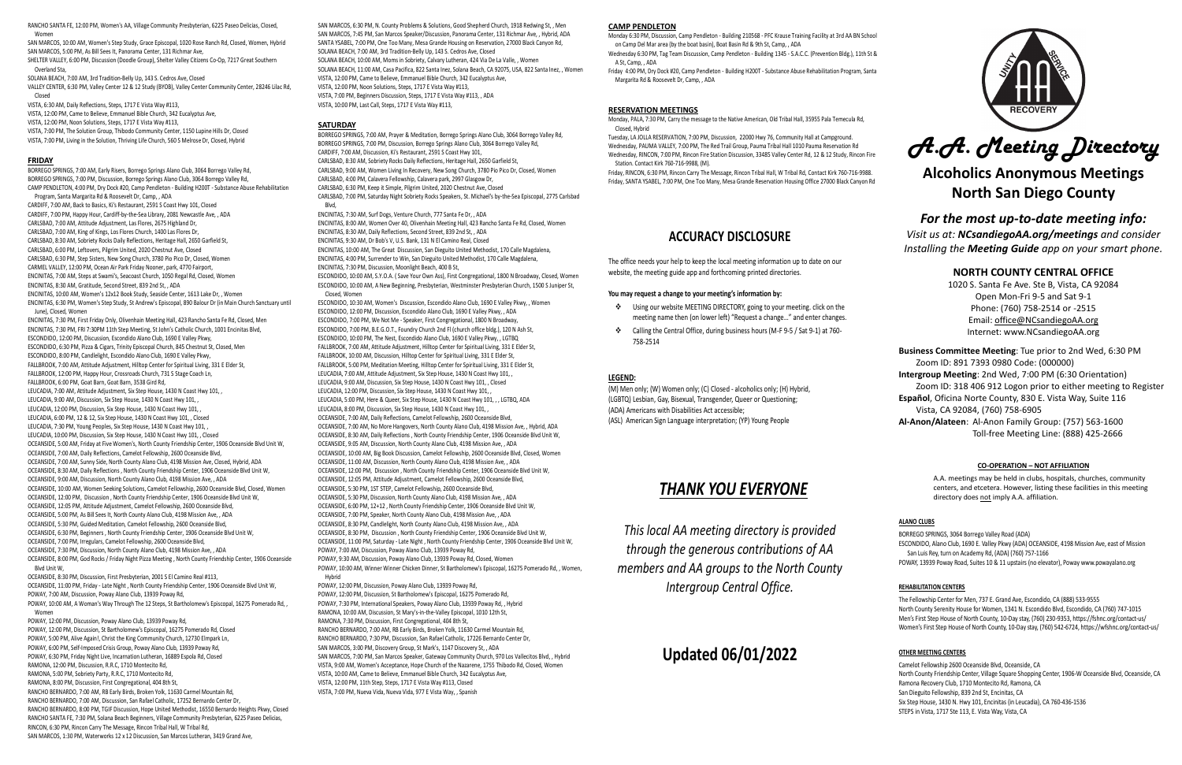RANCHO SANTA FE, 12:00 PM, Women's AA, Village Community Presbyterian, 6225 Paseo Delicias, Closed, Women
SAN MARCOS, 10:00 AM, Women's Step Study, Grace Episcopal, 1020 Rose Ranch Rd, Closed, Women, Hybrid
SAN MARCOS, 5:00 PM, As Bill Sees It, Panorama Center, 131 Richmar Ave,
SHELTER VALLEY, 6:00 PM, Discussion (Doodle Group), Shelter Valley Citizens Co-Op, 7217 Great Southern Overland Sta,
SOLANA BEACH, 7:00 AM, 3rd Tradition-Belly Up, 143 S. Cedros Ave, Closed
VALLEY CENTER, 6:30 PM, Valley Center 12 & 12 Study (BYOB), Valley Center Community Center, 28246 Lilac Rd, Closed
VISTA, 6:30 AM, Daily Reflections, Steps, 1717 E Vista Way #113,
VISTA, 12:00 PM, Came to Believe, Emmanuel Bible Church, 342 Eucalyptus Ave,
VISTA, 12:00 PM, Noon Solutions, Steps, 1717 E Vista Way #113,
VISTA, 7:00 PM, The Solution Group, Thibodo Community Center, 1150 Lupine Hills Dr, Closed
VISTA, 7:00 PM, Living in the Solution, Thriving Life Church, 560 S Melrose Dr, Closed, Hybrid

## FRIDAY

BORREGO SPRINGS, 7:00 AM, Early Risers, Borrego Springs Alano Club, 3064 Borrego Valley Rd,
BORREGO SPRINGS, 7:00 PM, Discussion, Borrego Springs Alano Club, 3064 Borrego Valley Rd,
CAMP PENDLETON, 4:00 PM, Dry Dock #20, Camp Pendleton - Building H200T - Substance Abuse Rehabilitation Program, Santa Margarita Rd & Roosevelt Dr, Camp, , ADA
CARDIFF, 7:00 AM, Back to Basics, Ki's Restaurant, 2591 S Coast Hwy 101, Closed
CARDIFF, 7:00 PM, Happy Hour, Cardiff-by-the-Sea Library, 2081 Newcastle Ave, , ADA
CARLSBAD, 7:00 AM, Attitude Adjustment, Las Flores, 2675 Highland Dr,
CARLSBAD, 7:00 AM, King of Kings, Los Flores Church, 1400 Las Flores Dr,
CARLSBAD, 8:30 AM, Sobriety Rocks Daily Reflections, Heritage Hall, 2650 Garfield St,
CARLSBAD, 6:00 PM, Leftovers, Pilgrim United, 2020 Chestnut Ave, Closed
CARLSBAD, 6:30 PM, Step Sisters, New Song Church, 3780 Pio Pico Dr, Closed, Women
CARMEL VALLEY, 12:00 PM, Ocean Air Park Friday Nooner, park, 4770 Fairport,
ENCINITAS, 7:00 AM, Steps at Swami's, Seacoast Church, 1050 Regal Rd, Closed, Women
ENCINITAS, 8:30 AM, Gratitude, Second Street, 839 2nd St, , ADA
ENCINITAS, 10:00 AM, Women's 12x12 Book Study, Seaside Center, 1613 Lake Dr, , Women
ENCINITAS, 6:30 PM, Women's Step Study, St Andrew's Episcopal, 890 Balour Dr (in Main Church Sanctuary until June), Closed, Women
ENCINITAS, 7:30 PM, First Friday Only, Olivenhain Meeting Hall, 423 Rancho Santa Fe Rd, Closed, Men
ENCINITAS, 7:30 PM, FRI 7:30PM 11th Step Meeting, St John's Catholic Church, 1001 Encinitas Blvd,
ESCONDIDO, 12:00 PM, Discussion, Escondido Alano Club, 1690 E Valley Pkwy,
ESCONDIDO, 6:30 PM, Pizza & Cigars, Trinity Episcopal Church, 845 Chestnut St, Closed, Men
ESCONDIDO, 8:00 PM, Candlelight, Escondido Alano Club, 1690 E Valley Pkwy,
FALLBROOK, 7:00 AM, Attitude Adjustment, Hilltop Center for Spiritual Living, 331 E Elder St,
FALLBROOK, 12:00 PM, Happy Hour, Crossroads Church, 731 S Stage Coach Ln,
FALLBROOK, 6:00 PM, Goat Barn, Goat Barn, 3538 Gird Rd,
LEUCADIA, 7:00 AM, Attitude Adjustment, Six Step House, 1430 N Coast Hwy 101, ,
LEUCADIA, 9:00 AM, Discussion, Six Step House, 1430 N Coast Hwy 101, ,
LEUCADIA, 12:00 PM, Discussion, Six Step House, 1430 N Coast Hwy 101, ,
LEUCADIA, 6:00 PM, 12 & 12, Six Step House, 1430 N Coast Hwy 101, , Closed
LEUCADIA, 7:30 PM, Young Peoples, Six Step House, 1430 N Coast Hwy 101, ,
LEUCADIA, 10:00 PM, Discussion, Six Step House, 1430 N Coast Hwy 101, , Closed
OCEANSIDE, 5:00 AM, Friday at Five Women's, North County Friendship Center, 1906 Oceanside Blvd Unit W,
OCEANSIDE, 7:00 AM, Daily Reflections, Camelot Fellowship, 2600 Oceanside Blvd,
OCEANSIDE, 7:00 AM, Sunny Side, North County Alano Club, 4198 Mission Ave, Closed, Hybrid, ADA
OCEANSIDE, 8:30 AM, Daily Reflections , North County Friendship Center, 1906 Oceanside Blvd Unit W,
OCEANSIDE, 9:00 AM, Discussion, North County Alano Club, 4198 Mission Ave, , ADA
OCEANSIDE, 10:00 AM, Women Seeking Solutions, Camelot Fellowship, 2600 Oceanside Blvd, Closed, Women
OCEANSIDE, 12:00 PM, Discussion , North County Friendship Center, 1906 Oceanside Blvd Unit W,
OCEANSIDE, 12:05 PM, Attitude Adjustment, Camelot Fellowship, 2600 Oceanside Blvd,
OCEANSIDE, 5:00 PM, As Bill Sees It, North County Alano Club, 4198 Mission Ave, , ADA
OCEANSIDE, 5:30 PM, Guided Meditation, Camelot Fellowship, 2600 Oceanside Blvd,
OCEANSIDE, 6:30 PM, Beginners , North County Friendship Center, 1906 Oceanside Blvd Unit W,
OCEANSIDE, 7:00 PM, Irregulars, Camelot Fellowship, 2600 Oceanside Blvd,
OCEANSIDE, 7:30 PM, Discussion, North County Alano Club, 4198 Mission Ave, , ADA
OCEANSIDE, 8:00 PM, God Rocks / Friday Night Pizza Meeting , North County Friendship Center, 1906 Oceanside Blvd Unit W,
OCEANSIDE, 8:30 PM, Discussion, First Presbyterian, 2001 S El Camino Real #113,
OCEANSIDE, 11:00 PM, Friday - Late Night , North County Friendship Center, 1906 Oceanside Blvd Unit W,
POWAY, 7:00 AM, Discussion, Poway Alano Club, 13939 Poway Rd,
POWAY, 10:00 AM, A Woman's Way Through The 12 Steps, St Bartholomew's Episcopal, 16275 Pomerado Rd, , Women
POWAY, 12:00 PM, Discussion, Poway Alano Club, 13939 Poway Rd,
POWAY, 12:00 PM, Discussion, St Bartholomew's Episcopal, 16275 Pomerado Rd, Closed
POWAY, 5:00 PM, Alive Again!, Christ the King Community Church, 12730 Elmpark Ln,
POWAY, 6:00 PM, Self-Imposed Crisis Group, Poway Alano Club, 13939 Poway Rd,
POWAY, 6:30 PM, Friday Night Live, Incarnation Lutheran, 16889 Espola Rd, Closed
RAMONA, 12:00 PM, Discussion, R.R.C, 1710 Montecito Rd,
RAMONA, 5:00 PM, Sobriety Party, R.R.C, 1710 Montecito Rd,
RAMONA, 8:00 PM, Discussion, First Congregational, 404 8th St,
RANCHO BERNARDO, 7:00 AM, RB Early Birds, Broken Yolk, 11630 Carmel Mountain Rd,
RANCHO BERNARDO, 7:00 AM, Discussion, San Rafael Catholic, 17252 Bernardo Center Dr,
RANCHO BERNARDO, 8:00 PM, TGIF Discussion, Hope United Methodist, 16550 Bernardo Heights Pkwy, Closed
RANCHO SANTA FE, 7:30 PM, Solana Beach Beginners, Village Community Presbyterian, 6225 Paseo Delicias,
RINCON, 6:30 PM, Rincon Carry The Message, Rincon Tribal Hall, W Tribal Rd,
SAN MARCOS, 1:30 PM, Waterworks 12 x 12 Discussion, San Marcos Lutheran, 3419 Grand Ave,
SAN MARCOS, 6:30 PM, N. County Problems & Solutions, Good Shepherd Church, 1918 Redwing St, , Men
SAN MARCOS, 7:45 PM, San Marcos Speaker/Discussion, Panorama Center, 131 Richmar Ave, , Hybrid, ADA
SANTA YSABEL, 7:00 PM, One Too Many, Mesa Grande Housing on Reservation, 27000 Black Canyon Rd,
SOLANA BEACH, 7:00 AM, 3rd Tradition-Belly Up, 143 S. Cedros Ave, Closed
SOLANA BEACH, 10:00 AM, Moms in Sobriety, Calvary Lutheran, 424 Via De La Valle, , Women
SOLANA BEACH, 11:00 AM, Casa Pacifica, 822 Santa Inez, Solana Beach, CA 92075, USA, 822 Santa Inez, , Women
VISTA, 12:00 PM, Came to Believe, Emmanuel Bible Church, 342 Eucalyptus Ave,
VISTA, 12:00 PM, Noon Solutions, Steps, 1717 E Vista Way #113,
VISTA, 7:00 PM, Beginners Discussion, Steps, 1717 E Vista Way #113, , ADA
VISTA, 10:00 PM, Last Call, Steps, 1717 E Vista Way #113,

## SATURDAY

BORREGO SPRINGS, 7:00 AM, Prayer & Meditation, Borrego Springs Alano Club, 3064 Borrego Valley Rd,
BORREGO SPRINGS, 7:00 PM, Discussion, Borrego Springs Alano Club, 3064 Borrego Valley Rd,
CARDIFF, 7:00 AM, Discussion, Ki's Restaurant, 2591 S Coast Hwy 101,
CARLSBAD, 8:30 AM, Sobriety Rocks Daily Reflections, Heritage Hall, 2650 Garfield St,
CARLSBAD, 9:00 AM, Women Living In Recovery, New Song Church, 3780 Pio Pico Dr, Closed, Women
CARLSBAD, 4:00 PM, Calavera Fellowship, Calavera park, 2997 Glasgow Dr,
CARLSBAD, 6:30 PM, Keep it Simple, Pilgrim United, 2020 Chestnut Ave, Closed
CARLSBAD, 7:00 PM, Saturday Night Sobriety Rocks Speakers, St. Michael's by-the-Sea Episcopal, 2775 Carlsbad Blvd,
ENCINITAS, 7:30 AM, Surf Dogs, Venture Church, 777 Santa Fe Dr, , ADA
ENCINITAS, 8:00 AM, Women Over 40, Olivenhain Meeting Hall, 423 Rancho Santa Fe Rd, Closed, Women
ENCINITAS, 8:30 AM, Daily Reflections, Second Street, 839 2nd St, , ADA
ENCINITAS, 9:30 AM, Dr Bob's V, U.S. Bank, 131 N El Camino Real, Closed
ENCINITAS, 10:00 AM, The Great Discussion, San Dieguito United Methodist, 170 Calle Magdalena,
ENCINITAS, 4:00 PM, Surrender to Win, San Dieguito United Methodist, 170 Calle Magdalena,
ENCINITAS, 7:30 PM, Discussion, Moonlight Beach, 400 B St,
ESCONDIDO, 10:00 AM, S.Y.O.A. ( Save Your Own Ass), First Congregational, 1800 N Broadway, Closed, Women
ESCONDIDO, 10:00 AM, A New Beginning, Presbyterian, Westminster Presbyterian Church, 1500 S Juniper St, Closed, Women
ESCONDIDO, 10:30 AM, Women's Discussion, Escondido Alano Club, 1690 E Valley Pkwy, , Women
ESCONDIDO, 12:00 PM, Discussion, Escondido Alano Club, 1690 E Valley Pkwy, , ADA
ESCONDIDO, 7:00 PM, We Not Me - Speaker, First Congregational, 1800 N Broadway,
ESCONDIDO, 7:00 PM, B.E.G.O.T., Foundry Church 2nd Fl (church office bldg.), 120 N Ash St,
ESCONDIDO, 10:00 PM, The Nest, Escondido Alano Club, 1690 E Valley Pkwy, , LGTBQ
FALLBROOK, 7:00 AM, Attitude Adjustment, Hilltop Center for Spiritual Living, 331 E Elder St,
FALLBROOK, 10:00 AM, Discussion, Hilltop Center for Spiritual Living, 331 E Elder St,
FALLBROOK, 5:00 PM, Meditation Meeting, Hilltop Center for Spiritual Living, 331 E Elder St,
LEUCADIA, 7:00 AM, Attitude Adjustment, Six Step House, 1430 N Coast Hwy 101, ,
LEUCADIA, 9:00 AM, Discussion, Six Step House, 1430 N Coast Hwy 101, , Closed
LEUCADIA, 12:00 PM, Discussion, Six Step House, 1430 N Coast Hwy 101, ,
LEUCADIA, 5:00 PM, Here & Queer, Six Step House, 1430 N Coast Hwy 101, , , LGTBQ, ADA
LEUCADIA, 8:00 PM, Discussion, Six Step House, 1430 N Coast Hwy 101, ,
OCEANSIDE, 7:00 AM, Daily Reflections, Camelot Fellowship, 2600 Oceanside Blvd,
OCEANSIDE, 7:00 AM, No More Hangovers, North County Alano Club, 4198 Mission Ave, , Hybrid, ADA
OCEANSIDE, 8:30 AM, Daily Reflections , North County Friendship Center, 1906 Oceanside Blvd Unit W,
OCEANSIDE, 9:05 AM, Discussion, North County Alano Club, 4198 Mission Ave, , ADA
OCEANSIDE, 10:00 AM, Big Book Discussion, Camelot Fellowship, 2600 Oceanside Blvd, Closed, Women
OCEANSIDE, 11:00 AM, Discussion, North County Alano Club, 4198 Mission Ave, , ADA
OCEANSIDE, 12:00 PM, Discussion , North County Friendship Center, 1906 Oceanside Blvd Unit W,
OCEANSIDE, 12:05 PM, Attitude Adjustment, Camelot Fellowship, 2600 Oceanside Blvd,
OCEANSIDE, 5:30 PM, 1ST STEP, Camelot Fellowship, 2600 Oceanside Blvd,
OCEANSIDE, 5:30 PM, Discussion, North County Alano Club, 4198 Mission Ave, , ADA
OCEANSIDE, 6:00 PM, 12+12 , North County Friendship Center, 1906 Oceanside Blvd Unit W,
OCEANSIDE, 7:00 PM, Speaker, North County Alano Club, 4198 Mission Ave, , ADA
OCEANSIDE, 8:30 PM, Candlelight, North County Alano Club, 4198 Mission Ave, , ADA
OCEANSIDE, 8:30 PM, Discussion , North County Friendship Center, 1906 Oceanside Blvd Unit W,
OCEANSIDE, 11:00 PM, Saturday - Late Night , North County Friendship Center, 1906 Oceanside Blvd Unit W,
POWAY, 7:00 AM, Discussion, Poway Alano Club, 13939 Poway Rd,
POWAY, 9:30 AM, Discussion, Poway Alano Club, 13939 Poway Rd, Closed, Women
POWAY, 10:00 AM, Winner Winner Chicken Dinner, St Bartholomew's Episcopal, 16275 Pomerado Rd, , Women, Hybrid
POWAY, 12:00 PM, Discussion, Poway Alano Club, 13939 Poway Rd,
POWAY, 12:00 PM, Discussion, St Bartholomew's Episcopal, 16275 Pomerado Rd,
POWAY, 7:30 PM, International Speakers, Poway Alano Club, 13939 Poway Rd, , Hybrid
RAMONA, 10:00 AM, Discussion, St Mary's-in-the-Valley Episcopal, 1010 12th St,
RAMONA, 7:30 PM, Discussion, First Congregational, 404 8th St,
RANCHO BERNARDO, 7:00 AM, RB Early Birds, Broken Yolk, 11630 Carmel Mountain Rd,
RANCHO BERNARDO, 7:30 PM, Discussion, San Rafael Catholic, 17226 Bernardo Center Dr,
SAN MARCOS, 3:00 PM, Discovery Group, St Mark's, 1147 Discovery St, , ADA
SAN MARCOS, 7:00 PM, San Marcos Speaker, Gateway Community Church, 970 Los Vallecitos Blvd, , Hybrid
VISTA, 9:00 AM, Women's Acceptance, Hope Church of the Nazarene, 1755 Thibodo Rd, Closed, Women
VISTA, 10:00 AM, Came to Believe, Emmanuel Bible Church, 342 Eucalyptus Ave,
VISTA, 12:00 PM, 11th Step, Steps, 1717 E Vista Way #113, Closed
VISTA, 7:00 PM, Nueva Vida, Nueva Vida, 977 E Vista Way, , Spanish

## CAMP PENDLETON

Monday 6:30 PM, Discussion, Camp Pendleton - Building 210568 - PFC Krause Training Facility at 3rd AA BN School on Camp Del Mar area (by the boat basin), Boat Basin Rd & 9th St, Camp, , ADA
Wednesday 6:30 PM, Tag Team Discussion, Camp Pendleton - Building 1345 - S.A.C.C. (Prevention Bldg.), 11th St & A St, Camp, , ADA
Friday 4:00 PM, Dry Dock #20, Camp Pendleton - Building H200T - Substance Abuse Rehabilitation Program, Santa Margarita Rd & Roosevelt Dr, Camp, , ADA

## RESERVATION MEETINGS

Monday, PALA, 7:30 PM, Carry the message to the Native American, Old Tribal Hall, 35955 Pala Temecula Rd, Closed, Hybrid
Tuesday, LA JOLLA RESERVATION, 7:00 PM, Discussion, 22000 Hwy 76, Community Hall at Campground.
Wednesday, PAUMA VALLEY, 7:00 PM, The Red Trail Group, Pauma Tribal Hall 1010 Pauma Reservation Rd
Wednesday, RINCON, 7:00 PM, Rincon Fire Station Discussion, 33485 Valley Center Rd, 12 & 12 Study, Rincon Fire Station. Contact Kirk 760-716-9988, (M).
Friday, RINCON, 6:30 PM, Rincon Carry The Message, Rincon Tribal Hall, W Tribal Rd, Contact Kirk 760-716-9988.
Friday, SANTA YSABEL, 7:00 PM, One Too Many, Mesa Grande Reservation Housing Office 27000 Black Canyon Rd

## ACCURACY DISCLOSURE

The office needs your help to keep the local meeting information up to date on our website, the meeting guide app and forthcoming printed directories.

**You may request a change to your meeting's information by:**

- Using our website MEETING DIRECTORY, going to your meeting. click on the meeting name then (on lower left) "Request a change…" and enter changes.
- Calling the Central Office, during business hours (M-F 9-5 / Sat 9-1) at 760-758-2514

## LEGEND:

(M) Men only; (W) Women only; (C) Closed - alcoholics only; (H) Hybrid,
(LGBTQ) Lesbian, Gay, Bisexual, Transgender, Queer or Questioning;
(ADA) Americans with Disabilities Act accessible;
(ASL) American Sign Language interpretation; (YP) Young People

## *THANK YOU EVERYONE*

*This local AA meeting directory is provided through the generous contributions of AA members and AA groups to the North County Intergroup Central Office.*

## Updated 06/01/2022

UNITY SERVICE RECOVERY

# *A.A. Meeting Directory*

## Alcoholics Anonymous Meetings North San Diego County

### *For the most up-to-date meeting info:*

*Visit us at: **NCsandiegoAA.org/meetings** and consider Installing the **Meeting Guide** app on your smart phone.*

### NORTH COUNTY CENTRAL OFFICE

1020 S. Santa Fe Ave. Ste B, Vista, CA 92084
Open Mon-Fri 9-5 and Sat 9-1
Phone: (760) 758-2514 or -2515
Email: office@NCsandiegoAA.org
Internet: www.NCsandiegoAA.org

**Business Committee Meeting**: Tue prior to 2nd Wed, 6:30 PM
Zoom ID: 891 7393 0980 Code: (000000)
**Intergroup Meeting**: 2nd Wed, 7:00 PM (6:30 Orientation)
Zoom ID: 318 406 912 Logon prior to either meeting to Register
**Español**, Oficina Norte County, 830 E. Vista Way, Suite 116
Vista, CA 92084, (760) 758-6905
**Al-Anon/Alateen**: Al-Anon Family Group: (757) 563-1600
Toll-free Meeting Line: (888) 425-2666

#### CO-OPERATION – NOT AFFILIATION

A.A. meetings may be held in clubs, hospitals, churches, community centers, and etcetera. However, listing these facilities in this meeting directory does not imply A.A. affiliation.

#### ALANO CLUBS

BORREGO SPRINGS, 3064 Borrego Valley Road (ADA)
ESCONDIDO, Alano Club, 1690 E. Valley Pkwy (ADA) OCEANSIDE, 4198 Mission Ave, east of Mission San Luis Rey, turn on Academy Rd, (ADA) (760) 757-1166
POWAY, 13939 Poway Road, Suites 10 & 11 upstairs (no elevator), Poway www.powayalano.org

#### REHABILITATION CENTERS

The Fellowship Center for Men, 737 E. Grand Ave, Escondido, CA (888) 533-9555
North County Serenity House for Women, 1341 N. Escondido Blvd, Escondido, CA (760) 747-1015
Men's First Step House of North County, 10-Day stay, (760) 230-9353, https://fshnc.org/contact-us/
Women's First Step House of North County, 10-Day stay, (760) 542-6724, https://wfshnc.org/contact-us/

#### OTHER MEETING CENTERS

Camelot Fellowship 2600 Oceanside Blvd, Oceanside, CA
North County Friendship Center, Village Square Shopping Center, 1906-W Oceanside Blvd, Oceanside, CA
Ramona Recovery Club, 1710 Montecito Rd, Ramona, CA
San Dieguito Fellowship, 839 2nd St, Encinitas, CA
Six Step House, 1430 N. Hwy 101, Encinitas (in Leucadia), CA 760-436-1536
STEPS in Vista, 1717 Ste 113, E. Vista Way, Vista, CA